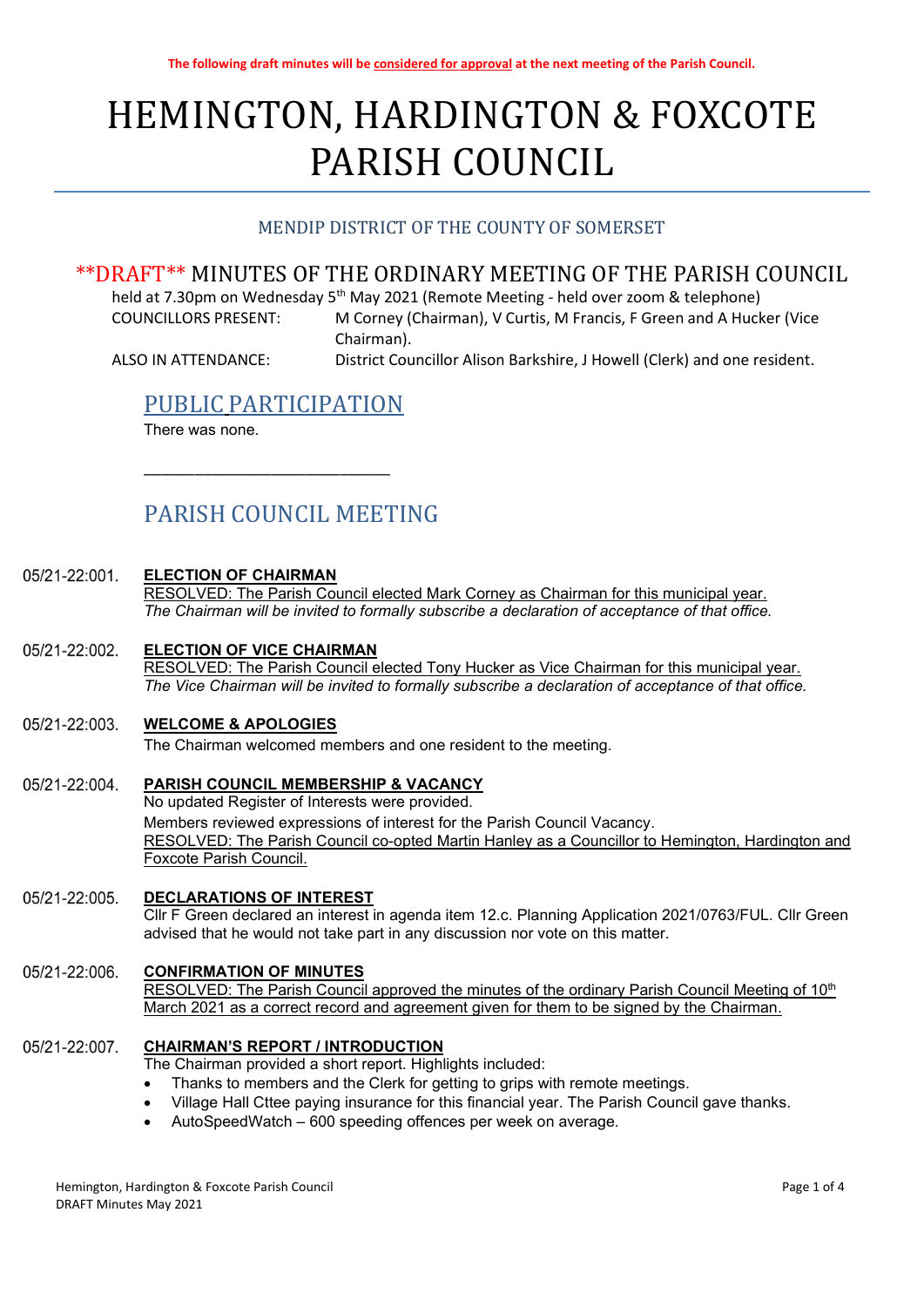The following draft minutes will be considered for approval at the next meeting of the Parish Council.

# HEMINGTON, HARDINGTON & FOXCOTE PARISH COUNCIL

MENDIP DISTRICT OF THE COUNTY OF SOMERSET

## **DRAFT** MINUTES OF THE ORDINARY MEETING OF THE PARISH COUNCIL

held at 7.30pm on Wednesday 5th May 2021 (Remote Meeting - held over zoom & telephone)

COUNCILLORS PRESENT: M Corney (Chairman), V Curtis, M Francis, F Green and A Hucker (Vice Chairman).

ALSO IN ATTENDANCE: District Councillor Alison Barkshire, J Howell (Clerk) and one resident.

## PUBLIC PARTICIPATION

There was none.

______________________________

## PARISH COUNCIL MEETING

**05/21-22:001. ELECTION OF CHAIRMAN**

RESOLVED: The Parish Council elected Mark Corney as Chairman for this municipal year.
*The Chairman will be invited to formally subscribe a declaration of acceptance of that office.*

**05/21-22:002. ELECTION OF VICE CHAIRMAN**

RESOLVED: The Parish Council elected Tony Hucker as Vice Chairman for this municipal year.
*The Vice Chairman will be invited to formally subscribe a declaration of acceptance of that office.*

**05/21-22:003. WELCOME & APOLOGIES**

The Chairman welcomed members and one resident to the meeting.

**05/21-22:004. PARISH COUNCIL MEMBERSHIP & VACANCY**

No updated Register of Interests were provided.

Members reviewed expressions of interest for the Parish Council Vacancy.

RESOLVED: The Parish Council co-opted Martin Hanley as a Councillor to Hemington, Hardington and Foxcote Parish Council.

**05/21-22:005. DECLARATIONS OF INTEREST**

Cllr F Green declared an interest in agenda item 12.c. Planning Application 2021/0763/FUL. Cllr Green advised that he would not take part in any discussion nor vote on this matter.

**05/21-22:006. CONFIRMATION OF MINUTES**

RESOLVED: The Parish Council approved the minutes of the ordinary Parish Council Meeting of 10th March 2021 as a correct record and agreement given for them to be signed by the Chairman.

**05/21-22:007. CHAIRMAN'S REPORT / INTRODUCTION**

The Chairman provided a short report. Highlights included:

- Thanks to members and the Clerk for getting to grips with remote meetings.
- Village Hall Cttee paying insurance for this financial year. The Parish Council gave thanks.
- AutoSpeedWatch – 600 speeding offences per week on average.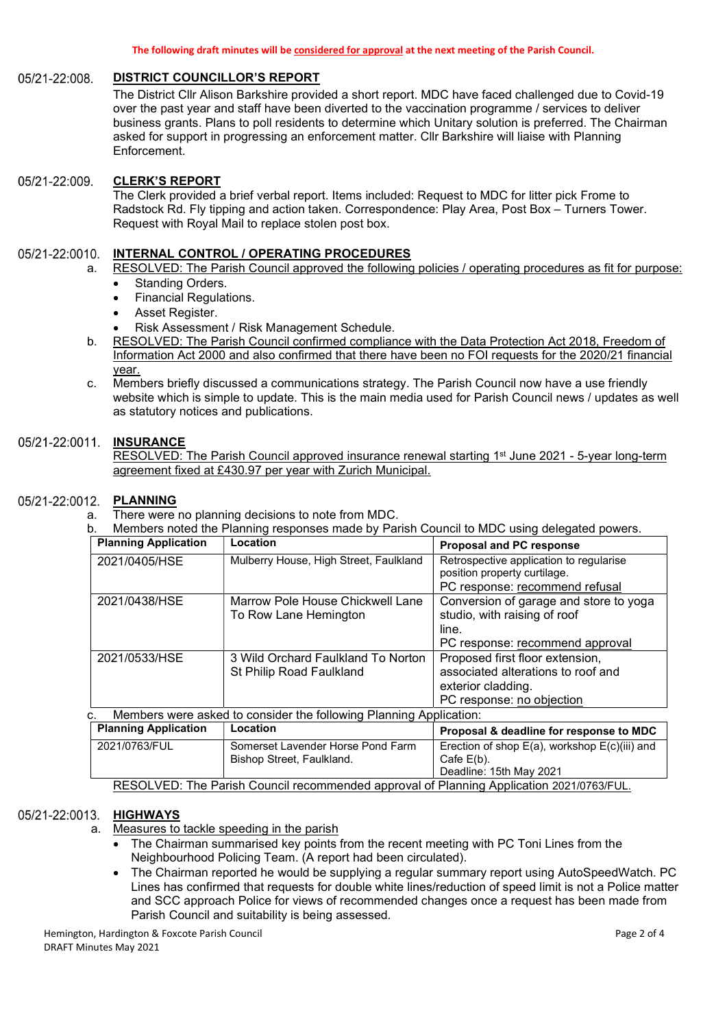The following draft minutes will be considered for approval at the next meeting of the Parish Council.

## 05/21-22:008. DISTRICT COUNCILLOR'S REPORT

The District Cllr Alison Barkshire provided a short report. MDC have faced challenged due to Covid-19 over the past year and staff have been diverted to the vaccination programme / services to deliver business grants. Plans to poll residents to determine which Unitary solution is preferred. The Chairman asked for support in progressing an enforcement matter. Cllr Barkshire will liaise with Planning Enforcement.

## 05/21-22:009. CLERK'S REPORT

The Clerk provided a brief verbal report. Items included: Request to MDC for litter pick Frome to Radstock Rd. Fly tipping and action taken. Correspondence: Play Area, Post Box – Turners Tower. Request with Royal Mail to replace stolen post box.

## 05/21-22:0010. INTERNAL CONTROL / OPERATING PROCEDURES

a. RESOLVED: The Parish Council approved the following policies / operating procedures as fit for purpose:
   - Standing Orders.
   - Financial Regulations.
   - Asset Register.
   - Risk Assessment / Risk Management Schedule.

b. RESOLVED: The Parish Council confirmed compliance with the Data Protection Act 2018, Freedom of Information Act 2000 and also confirmed that there have been no FOI requests for the 2020/21 financial year.

c. Members briefly discussed a communications strategy. The Parish Council now have a use friendly website which is simple to update. This is the main media used for Parish Council news / updates as well as statutory notices and publications.

## 05/21-22:0011. INSURANCE

RESOLVED: The Parish Council approved insurance renewal starting 1st June 2021 - 5-year long-term agreement fixed at £430.97 per year with Zurich Municipal.

## 05/21-22:0012. PLANNING

a. There were no planning decisions to note from MDC.

b. Members noted the Planning responses made by Parish Council to MDC using delegated powers.

| Planning Application | Location | Proposal and PC response |
|---|---|---|
| 2021/0405/HSE | Mulberry House, High Street, Faulkland | Retrospective application to regularise position property curtilage. PC response: recommend refusal |
| 2021/0438/HSE | Marrow Pole House Chickwell Lane To Row Lane Hemington | Conversion of garage and store to yoga studio, with raising of roof line. PC response: recommend approval |
| 2021/0533/HSE | 3 Wild Orchard Faulkland To Norton St Philip Road Faulkland | Proposed first floor extension, associated alterations to roof and exterior cladding. PC response: no objection |

c. Members were asked to consider the following Planning Application:

| Planning Application | Location | Proposal & deadline for response to MDC |
|---|---|---|
| 2021/0763/FUL | Somerset Lavender Horse Pond Farm Bishop Street, Faulkland. | Erection of shop E(a), workshop E(c)(iii) and Cafe E(b). Deadline: 15th May 2021 |

RESOLVED: The Parish Council recommended approval of Planning Application 2021/0763/FUL.

## 05/21-22:0013. HIGHWAYS

a. Measures to tackle speeding in the parish
   - The Chairman summarised key points from the recent meeting with PC Toni Lines from the Neighbourhood Policing Team. (A report had been circulated).
   - The Chairman reported he would be supplying a regular summary report using AutoSpeedWatch. PC Lines has confirmed that requests for double white lines/reduction of speed limit is not a Police matter and SCC approach Police for views of recommended changes once a request has been made from Parish Council and suitability is being assessed.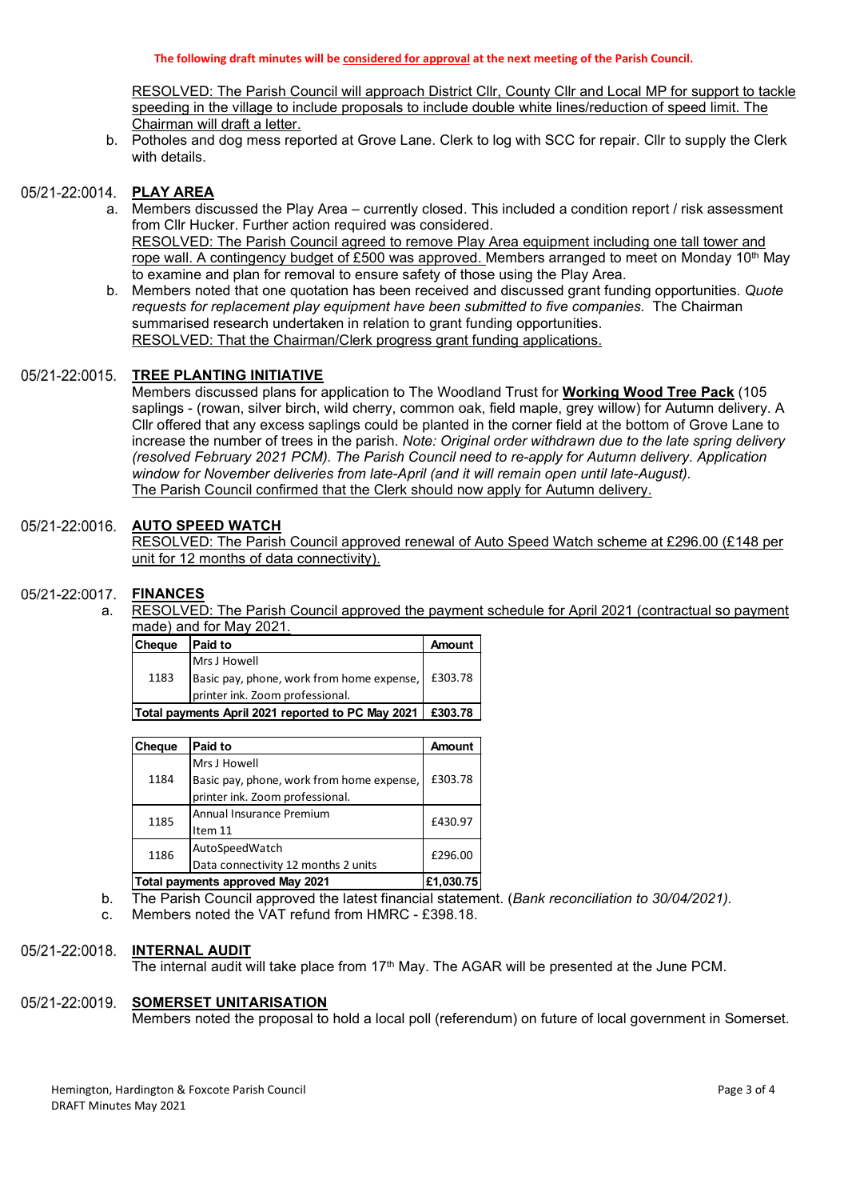**The following draft minutes will be considered for approval at the next meeting of the Parish Council.**

RESOLVED: The Parish Council will approach District Cllr, County Cllr and Local MP for support to tackle speeding in the village to include proposals to include double white lines/reduction of speed limit. The Chairman will draft a letter.

b. Potholes and dog mess reported at Grove Lane. Clerk to log with SCC for repair. Cllr to supply the Clerk with details.

## 05/21-22:0014. PLAY AREA

a. Members discussed the Play Area – currently closed. This included a condition report / risk assessment from Cllr Hucker. Further action required was considered.
RESOLVED: The Parish Council agreed to remove Play Area equipment including one tall tower and rope wall. A contingency budget of £500 was approved. Members arranged to meet on Monday 10th May to examine and plan for removal to ensure safety of those using the Play Area.

b. Members noted that one quotation has been received and discussed grant funding opportunities. *Quote requests for replacement play equipment have been submitted to five companies.* The Chairman summarised research undertaken in relation to grant funding opportunities.
RESOLVED: That the Chairman/Clerk progress grant funding applications.

## 05/21-22:0015. TREE PLANTING INITIATIVE

Members discussed plans for application to The Woodland Trust for **Working Wood Tree Pack** (105 saplings - (rowan, silver birch, wild cherry, common oak, field maple, grey willow) for Autumn delivery. A Cllr offered that any excess saplings could be planted in the corner field at the bottom of Grove Lane to increase the number of trees in the parish. *Note: Original order withdrawn due to the late spring delivery (resolved February 2021 PCM). The Parish Council need to re-apply for Autumn delivery. Application window for November deliveries from late-April (and it will remain open until late-August).*
The Parish Council confirmed that the Clerk should now apply for Autumn delivery.

## 05/21-22:0016. AUTO SPEED WATCH

RESOLVED: The Parish Council approved renewal of Auto Speed Watch scheme at £296.00 (£148 per unit for 12 months of data connectivity).

## 05/21-22:0017. FINANCES

a. RESOLVED: The Parish Council approved the payment schedule for April 2021 (contractual so payment made) and for May 2021.

| Cheque | Paid to | Amount |
|---|---|---|
| 1183 | Mrs J Howell<br>Basic pay, phone, work from home expense, printer ink. Zoom professional. | £303.78 |
| **Total payments April 2021 reported to PC May 2021** | | **£303.78** |

| Cheque | Paid to | Amount |
|---|---|---|
| 1184 | Mrs J Howell<br>Basic pay, phone, work from home expense, printer ink. Zoom professional. | £303.78 |
| 1185 | Annual Insurance Premium<br>Item 11 | £430.97 |
| 1186 | AutoSpeedWatch<br>Data connectivity 12 months 2 units | £296.00 |
| **Total payments approved May 2021** | | **£1,030.75** |

b. The Parish Council approved the latest financial statement. (*Bank reconciliation to 30/04/2021).*

c. Members noted the VAT refund from HMRC - £398.18.

## 05/21-22:0018. INTERNAL AUDIT

The internal audit will take place from 17th May. The AGAR will be presented at the June PCM.

## 05/21-22:0019. SOMERSET UNITARISATION

Members noted the proposal to hold a local poll (referendum) on future of local government in Somerset.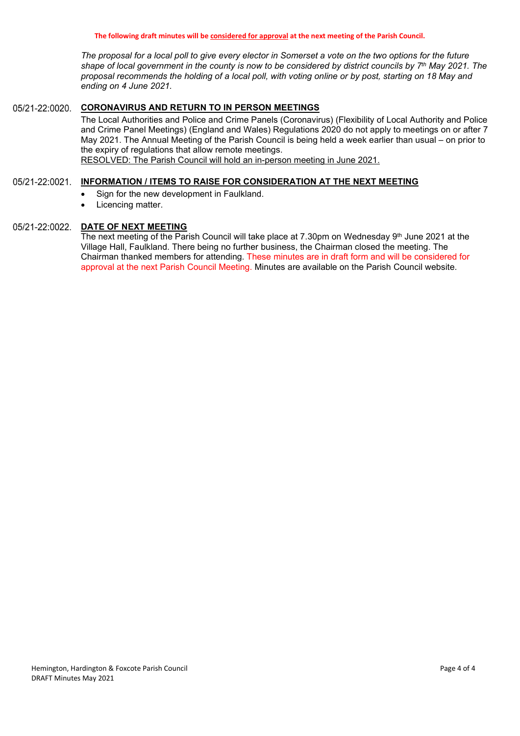**The following draft minutes will be considered for approval at the next meeting of the Parish Council.**

*The proposal for a local poll to give every elector in Somerset a vote on the two options for the future shape of local government in the county is now to be considered by district councils by 7th May 2021. The proposal recommends the holding of a local poll, with voting online or by post, starting on 18 May and ending on 4 June 2021.*

05/21-22:0020. **CORONAVIRUS AND RETURN TO IN PERSON MEETINGS**

The Local Authorities and Police and Crime Panels (Coronavirus) (Flexibility of Local Authority and Police and Crime Panel Meetings) (England and Wales) Regulations 2020 do not apply to meetings on or after 7 May 2021. The Annual Meeting of the Parish Council is being held a week earlier than usual – on prior to the expiry of regulations that allow remote meetings.

RESOLVED: The Parish Council will hold an in-person meeting in June 2021.

05/21-22:0021. **INFORMATION / ITEMS TO RAISE FOR CONSIDERATION AT THE NEXT MEETING**

- Sign for the new development in Faulkland.
- Licencing matter.

05/21-22:0022. **DATE OF NEXT MEETING**

The next meeting of the Parish Council will take place at 7.30pm on Wednesday 9th June 2021 at the Village Hall, Faulkland. There being no further business, the Chairman closed the meeting. The Chairman thanked members for attending. These minutes are in draft form and will be considered for approval at the next Parish Council Meeting. Minutes are available on the Parish Council website.